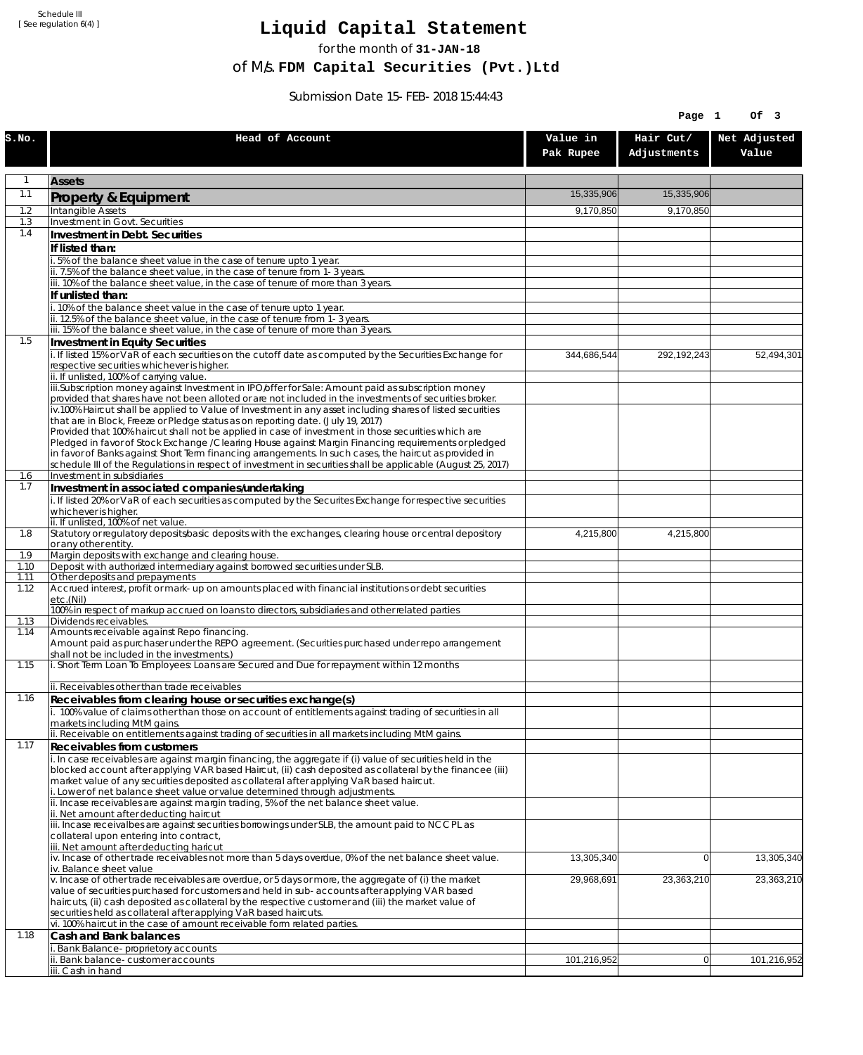Schedule III
[ See regulation 6(4) ]

# Liquid Capital Statement

for the month of **31-JAN-18**

of M/s. **FDM Capital Securities (Pvt.)Ltd**

Submission Date 15-FEB-2018 15:44:43

| S.No. | Head of Account | Value in Pak Rupee | Hair Cut/ Adjustments | Net Adjusted Value |
|---|---|---|---|---|
| 1 | **Assets** | | | |
| 1.1 | **Property & Equipment** | 15,335,906 | 15,335,906 | |
| 1.2 | Intangible Assets | 9,170,850 | 9,170,850 | |
| 1.3 | Investment in Govt. Securities | | | |
| 1.4 | **Investment in Debt. Securities** | | | |
| | **If listed than:** | | | |
| | i. 5% of the balance sheet value in the case of tenure upto 1 year. | | | |
| | ii. 7.5% of the balance sheet value, in the case of tenure from 1-3 years. | | | |
| | iii. 10% of the balance sheet value, in the case of tenure of more than 3 years. | | | |
| | **If unlisted than:** | | | |
| | i. 10% of the balance sheet value in the case of tenure upto 1 year. | | | |
| | ii. 12.5% of the balance sheet value, in the case of tenure from 1-3 years. | | | |
| | iii. 15% of the balance sheet value, in the case of tenure of more than 3 years. | | | |
| 1.5 | **Investment in Equity Securities** | | | |
| | i. If listed 15% or VaR of each securities on the cutoff date as computed by the Securities Exchange for respective securities whichever is higher. | 344,686,544 | 292,192,243 | 52,494,301 |
| | ii. If unlisted, 100% of carrying value. | | | |
| | iii.Subscription money against Investment in IPO/offer for Sale: Amount paid as subscription money provided that shares have not been alloted or are not included in the investments of securities broker. | | | |
| | iv.100% Haircut shall be applied to Value of Investment in any asset including shares of listed securities that are in Block, Freeze or Pledge status as on reporting date. (July 19, 2017) Provided that 100% haircut shall not be applied in case of investment in those securities which are Pledged in favor of Stock Exchange / Clearing House against Margin Financing requirements or pledged in favor of Banks against Short Term financing arrangements. In such cases, the haircut as provided in schedule III of the Regulations in respect of investment in securities shall be applicable (August 25, 2017) | | | |
| 1.6 | Investment in subsidiaries | | | |
| 1.7 | **Investment in associated companies/undertaking** | | | |
| | i. If listed 20% or VaR of each securities as computed by the Securites Exchange for respective securities whichever is higher. | | | |
| | ii. If unlisted, 100% of net value. | | | |
| 1.8 | Statutory or regulatory deposits/basic deposits with the exchanges, clearing house or central depository or any other entity. | 4,215,800 | 4,215,800 | |
| 1.9 | Margin deposits with exchange and clearing house. | | | |
| 1.10 | Deposit with authorized intermediary against borrowed securities under SLB. | | | |
| 1.11 | Other deposits and prepayments | | | |
| 1.12 | Accrued interest, profit or mark-up on amounts placed with financial institutions or debt securities etc.(Nil) | | | |
| | 100% in respect of markup accrued on loans to directors, subsidiaries and other related parties | | | |
| 1.13 | Dividends receivables. | | | |
| 1.14 | Amounts receivable against Repo financing. Amount paid as purchaser under the REPO agreement. (Securities purchased under repo arrangement shall not be included in the investments.) | | | |
| 1.15 | i. Short Term Loan To Employees: Loans are Secured and Due for repayment within 12 months | | | |
| | ii. Receivables other than trade receivables | | | |
| 1.16 | **Receivables from clearing house or securities exchange(s)** | | | |
| | i. 100% value of claims other than those on account of entitlements against trading of securities in all markets including MtM gains. | | | |
| | ii. Receivable on entitlements against trading of securities in all markets including MtM gains. | | | |
| 1.17 | **Receivables from customers** | | | |
| | i. In case receivables are against margin financing, the aggregate if (i) value of securities held in the blocked account after applying VAR based Haircut, (ii) cash deposited as collateral by the financee (iii) market value of any securities deposited as collateral after applying VaR based haircut. i. Lower of net balance sheet value or value determined through adjustments. | | | |
| | ii. Incase receivables are against margin trading, 5% of the net balance sheet value. ii. Net amount after deducting haircut | | | |
| | iii. Incase receivalbes are against securities borrowings under SLB, the amount paid to NCCPL as collateral upon entering into contract, iii. Net amount after deducting haricut | | | |
| | iv. Incase of other trade receivables not more than 5 days overdue, 0% of the net balance sheet value. iv. Balance sheet value | 13,305,340 | 0 | 13,305,340 |
| | v. Incase of other trade receivables are overdue, or 5 days or more, the aggregate of (i) the market value of securities purchased for customers and held in sub-accounts after applying VAR based haircuts, (ii) cash deposited as collateral by the respective customer and (iii) the market value of securities held as collateral after applying VaR based haircuts. | 29,968,691 | 23,363,210 | 23,363,210 |
| | vi. 100% haircut in the case of amount receivable form related parties. | | | |
| 1.18 | **Cash and Bank balances** | | | |
| | i. Bank Balance-proprietory accounts | | | |
| | ii. Bank balance-customer accounts | 101,216,952 | 0 | 101,216,952 |
| | iii. Cash in hand | | | |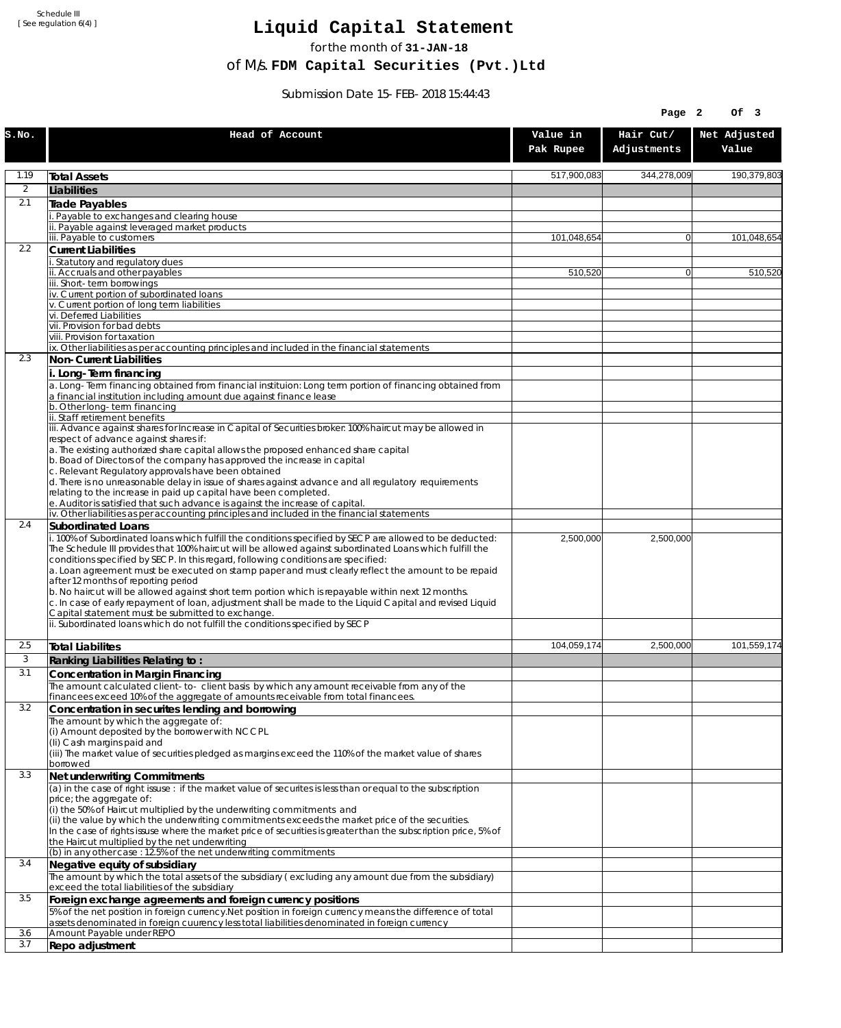Schedule III
[ See regulation 6(4) ]

# Liquid Capital Statement

for the month of **31-JAN-18**

of M/s. **FDM Capital Securities (Pvt.)Ltd**

Submission Date 15-FEB-2018 15:44:43

| S.No. | Head of Account | Value in Pak Rupee | Hair Cut/ Adjustments | Net Adjusted Value |
|---|---|---|---|---|
| 1.19 | **Total Assets** | 517,900,083 | 344,278,009 | 190,379,803 |
| 2 | **Liabilities** | | | |
| 2.1 | **Trade Payables** | | | |
| | i. Payable to exchanges and clearing house | | | |
| | ii. Payable against leveraged market products | | | |
| | iii. Payable to customers | 101,048,654 | 0 | 101,048,654 |
| 2.2 | **Current Liabilities** | | | |
| | i. Statutory and regulatory dues | | | |
| | ii. Accruals and other payables | 510,520 | 0 | 510,520 |
| | iii. Short-term borrowings | | | |
| | iv. Current portion of subordinated loans | | | |
| | v. Current portion of long term liabilities | | | |
| | vi. Deferred Liabilities | | | |
| | vii. Provision for bad debts | | | |
| | viii. Provision for taxation | | | |
| | ix. Other liabilities as per accounting principles and included in the financial statements | | | |
| 2.3 | **Non-Current Liabilities** | | | |
| | **i. Long-Term financing** | | | |
| | a. Long-Term financing obtained from financial instituion: Long term portion of financing obtained from a financial institution including amount due against finance lease | | | |
| | b. Other long-term financing | | | |
| | ii. Staff retirement benefits | | | |
| | iii. Advance against shares for Increase in Capital of Securities broker: 100% haircut may be allowed in respect of advance against shares if:<br>a. The existing authorized share capital allows the proposed enhanced share capital<br>b. Boad of Directors of the company has approved the increase in capital<br>c. Relevant Regulatory approvals have been obtained<br>d. There is no unreasonable delay in issue of shares against advance and all regulatory requirements relating to the increase in paid up capital have been completed.<br>e. Auditor is satisfied that such advance is against the increase of capital. | | | |
| | iv. Other liabilities as per accounting principles and included in the financial statements | | | |
| 2.4 | **Subordinated Loans** | | | |
| | i. 100% of Subordinated loans which fulfill the conditions specified by SECP are allowed to be deducted:<br>The Schedule III provides that 100% haircut will be allowed against subordinated Loans which fulfill the conditions specified by SECP. In this regard, following conditions are specified:<br>a. Loan agreement must be executed on stamp paper and must clearly reflect the amount to be repaid after 12 months of reporting period<br>b. No haircut will be allowed against short term portion which is repayable within next 12 months.<br>c. In case of early repayment of loan, adjustment shall be made to the Liquid Capital and revised Liquid Capital statement must be submitted to exchange. | 2,500,000 | 2,500,000 | |
| | ii. Subordinated loans which do not fulfill the conditions specified by SECP | | | |
| 2.5 | **Total Liabilites** | 104,059,174 | 2,500,000 | 101,559,174 |
| 3 | **Ranking Liabilities Relating to :** | | | |
| 3.1 | **Concentration in Margin Financing** | | | |
| | The amount calculated client-to- client basis by which any amount receivable from any of the financees exceed 10% of the aggregate of amounts receivable from total financees. | | | |
| 3.2 | **Concentration in securites lending and borrowing** | | | |
| | The amount by which the aggregate of:<br>(i) Amount deposited by the borrower with NCCPL<br>(Ii) Cash margins paid and<br>(iii) The market value of securities pledged as margins exceed the 110% of the market value of shares borrowed | | | |
| 3.3 | **Net underwriting Commitments** | | | |
| | (a) in the case of right issuse : if the market value of securites is less than or equal to the subscription price; the aggregate of:<br>(i) the 50% of Haircut multiplied by the underwriting commitments and<br>(ii) the value by which the underwriting commitments exceeds the market price of the securities.<br>In the case of rights issuse where the market price of securities is greater than the subscription price, 5% of the Haircut multiplied by the net underwriting | | | |
| | (b) in any other case : 12.5% of the net underwriting commitments | | | |
| 3.4 | **Negative equity of subsidiary** | | | |
| | The amount by which the total assets of the subsidiary ( excluding any amount due from the subsidiary) exceed the total liabilities of the subsidiary | | | |
| 3.5 | **Foreign exchange agreements and foreign currency positions** | | | |
| | 5% of the net position in foreign currency.Net position in foreign currency means the difference of total assets denominated in foreign cuurency less total liabilities denominated in foreign currency | | | |
| 3.6 | Amount Payable under REPO | | | |
| 3.7 | **Repo adjustment** | | | |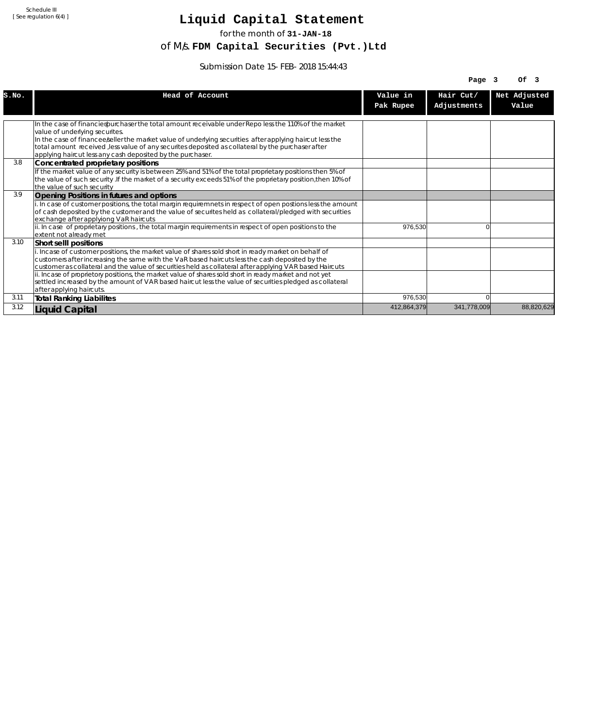Schedule III
[ See regulation 6(4) ]

# Liquid Capital Statement

for the month of **31-JAN-18**

of M/s. **FDM Capital Securities (Pvt.)Ltd**

Submission Date 15-FEB-2018 15:44:43

| S.No. | Head of Account | Value in Pak Rupee | Hair Cut/ Adjustments | Net Adjusted Value |
|---|---|---|---|---|
| | In the case of financier/purchaser the total amount receivable under Repo less the 110% of the market value of underlying securites. In the case of financee/seller the market value of underlying securities after applying haircut less the total amount received ,less value of any securites deposited as collateral by the purchaser after applying haircut less any cash deposited by the purchaser. | | | |
| 3.8 | **Concentrated proprietary positions** | | | |
| | If the market value of any security is between 25% and 51% of the total proprietary positions then 5% of the value of such security .If the market of a security exceeds 51% of the proprietary position,then 10% of the value of such security | | | |
| 3.9 | **Opening Positions in futures and options** | | | |
| | i. In case of customer positions, the total margin requiremnets in respect of open postions less the amount of cash deposited by the customer and the value of securites held as collateral/pledged with securities exchange after applyiong VaR haircuts | | | |
| | ii. In case of proprietary positions , the total margin requirements in respect of open positions to the extent not already met | 976,530 | 0 | |
| 3.10 | **Short selll positions** | | | |
| | i. Incase of customer positions, the market value of shares sold short in ready market on behalf of customers after increasing the same with the VaR based haircuts less the cash deposited by the customer as collateral and the value of securities held as collateral after applying VAR based Haircuts | | | |
| | ii. Incase of proprietory positions, the market value of shares sold short in ready market and not yet settled increased by the amount of VAR based haircut less the value of securities pledged as collateral after applying haircuts. | | | |
| 3.11 | **Total Ranking Liabilites** | 976,530 | 0 | |
| 3.12 | **Liquid Capital** | 412,864,379 | 341,778,009 | 88,820,629 |